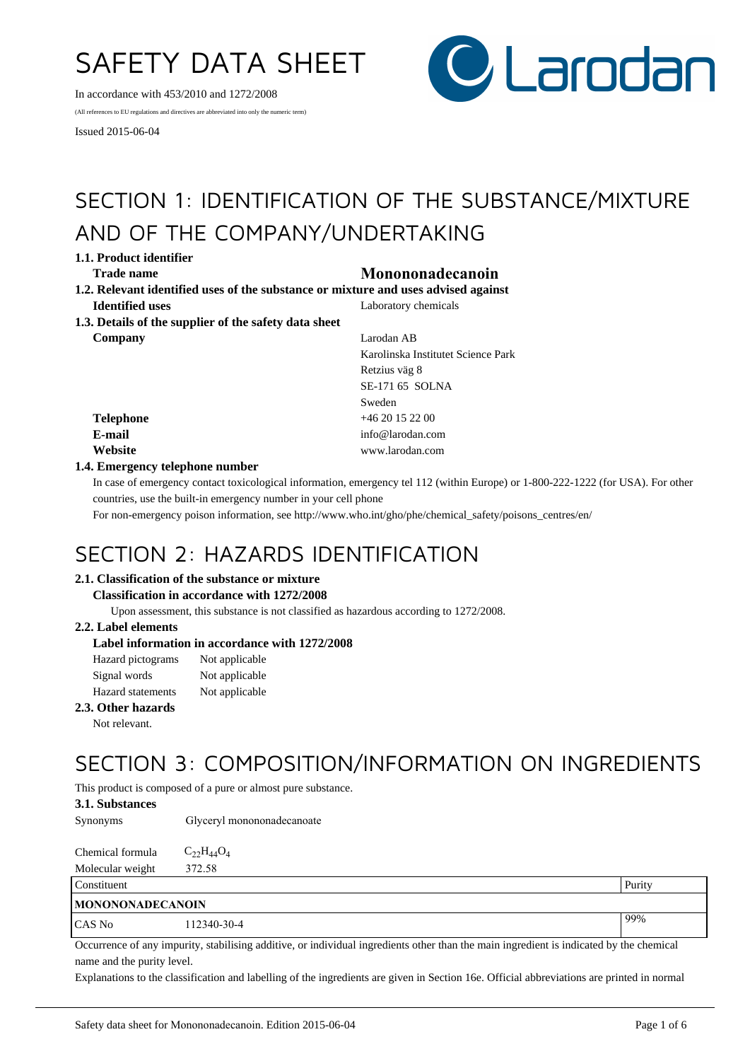# SAFETY DATA SHEET

In accordance with 453/2010 and 1272/2008

(All references to EU regulations and directives are abbreviated into only the numeric term)

Issued 2015-06-04

## SECTION 1: IDENTIFICATION OF THE SUBSTANCE/MIXTURE AND OF THE COMPANY/UNDERTAKING

**1.1. Product identifier**

**Trade name** — **Mononononadecanoin**

**1.2. Relevant identified uses of the substance or mixture and uses advised against**

**Identified uses** — Laboratory chemicals

**1.3. Details of the supplier of the safety data sheet**

**Company** — Larodan AB
Karolinska Institutet Science Park
Retzius väg 8
SE-171 65 SOLNA
Sweden

**Telephone** — +46 20 15 22 00

**E-mail** — info@larodan.com

**Website** — www.larodan.com

**1.4. Emergency telephone number**

In case of emergency contact toxicological information, emergency tel 112 (within Europe) or 1-800-222-1222 (for USA). For other countries, use the built-in emergency number in your cell phone

For non-emergency poison information, see http://www.who.int/gho/phe/chemical_safety/poisons_centres/en/

## SECTION 2: HAZARDS IDENTIFICATION

**2.1. Classification of the substance or mixture**

**Classification in accordance with 1272/2008**

Upon assessment, this substance is not classified as hazardous according to 1272/2008.

**2.2. Label elements**

**Label information in accordance with 1272/2008**

Hazard pictograms — Not applicable

Signal words — Not applicable

Hazard statements — Not applicable

**2.3. Other hazards**

Not relevant.

## SECTION 3: COMPOSITION/INFORMATION ON INGREDIENTS

This product is composed of a pure or almost pure substance.

**3.1. Substances**

Synonyms — Glyceryl mononononadecanoate

Chemical formula — $C_{22}H_{44}O_4$

Molecular weight — 372.58

| Constituent | | Purity |
|---|---|---|
| **MONONONADECANOIN** | | |
| CAS No | 112340-30-4 | 99% |

Occurrence of any impurity, stabilising additive, or individual ingredients other than the main ingredient is indicated by the chemical name and the purity level.

Explanations to the classification and labelling of the ingredients are given in Section 16e. Official abbreviations are printed in normal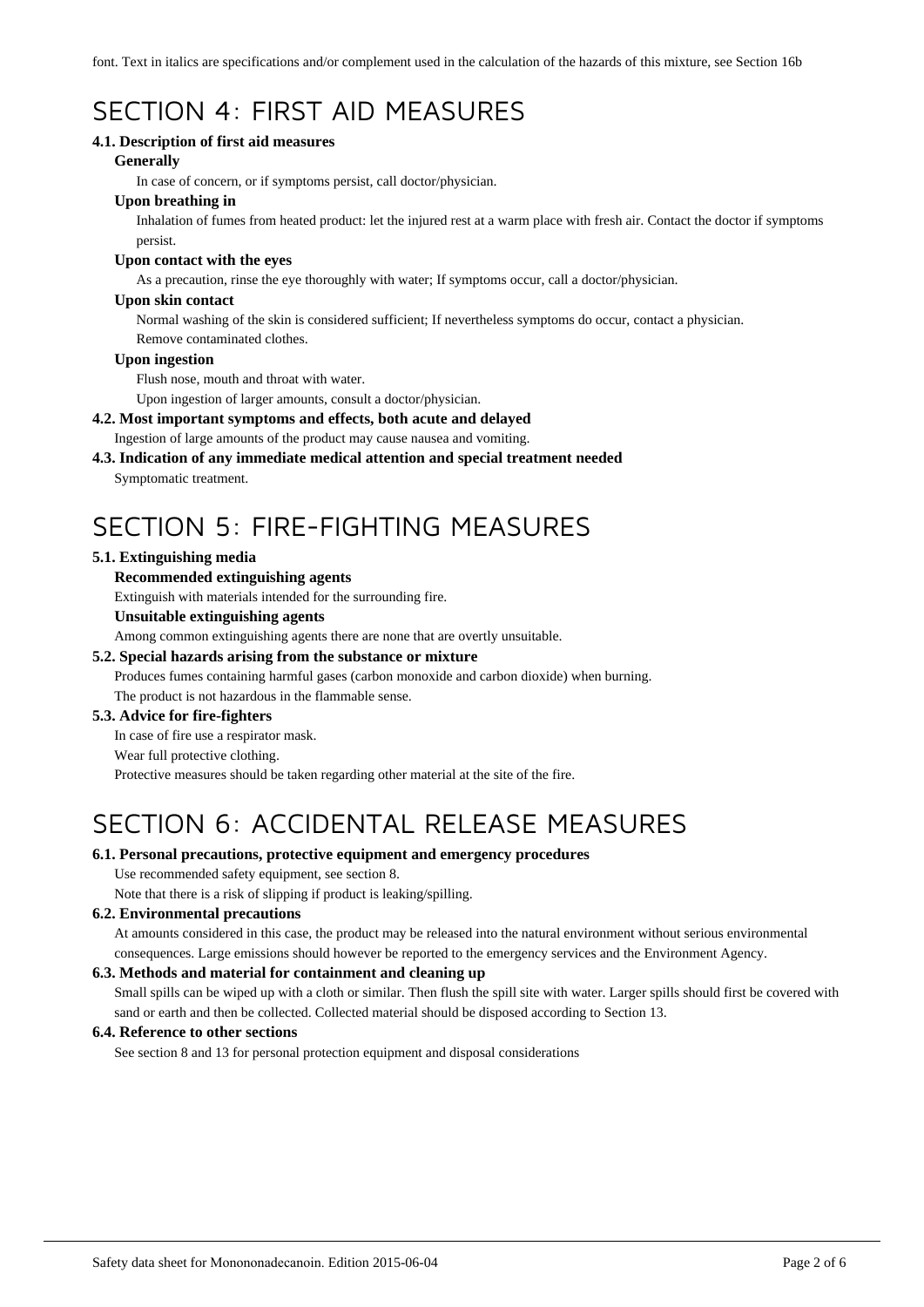font. Text in italics are specifications and/or complement used in the calculation of the hazards of this mixture, see Section 16b

# SECTION 4: FIRST AID MEASURES

### 4.1. Description of first aid measures

**Generally**

In case of concern, or if symptoms persist, call doctor/physician.

**Upon breathing in**

Inhalation of fumes from heated product: let the injured rest at a warm place with fresh air. Contact the doctor if symptoms persist.

**Upon contact with the eyes**

As a precaution, rinse the eye thoroughly with water; If symptoms occur, call a doctor/physician.

**Upon skin contact**

Normal washing of the skin is considered sufficient; If nevertheless symptoms do occur, contact a physician.
Remove contaminated clothes.

**Upon ingestion**

Flush nose, mouth and throat with water.
Upon ingestion of larger amounts, consult a doctor/physician.

### 4.2. Most important symptoms and effects, both acute and delayed

Ingestion of large amounts of the product may cause nausea and vomiting.

### 4.3. Indication of any immediate medical attention and special treatment needed

Symptomatic treatment.

# SECTION 5: FIRE-FIGHTING MEASURES

### 5.1. Extinguishing media

**Recommended extinguishing agents**

Extinguish with materials intended for the surrounding fire.

**Unsuitable extinguishing agents**

Among common extinguishing agents there are none that are overtly unsuitable.

### 5.2. Special hazards arising from the substance or mixture

Produces fumes containing harmful gases (carbon monoxide and carbon dioxide) when burning.
The product is not hazardous in the flammable sense.

### 5.3. Advice for fire-fighters

In case of fire use a respirator mask.
Wear full protective clothing.
Protective measures should be taken regarding other material at the site of the fire.

# SECTION 6: ACCIDENTAL RELEASE MEASURES

### 6.1. Personal precautions, protective equipment and emergency procedures

Use recommended safety equipment, see section 8.
Note that there is a risk of slipping if product is leaking/spilling.

### 6.2. Environmental precautions

At amounts considered in this case, the product may be released into the natural environment without serious environmental consequences. Large emissions should however be reported to the emergency services and the Environment Agency.

### 6.3. Methods and material for containment and cleaning up

Small spills can be wiped up with a cloth or similar. Then flush the spill site with water. Larger spills should first be covered with sand or earth and then be collected. Collected material should be disposed according to Section 13.

### 6.4. Reference to other sections

See section 8 and 13 for personal protection equipment and disposal considerations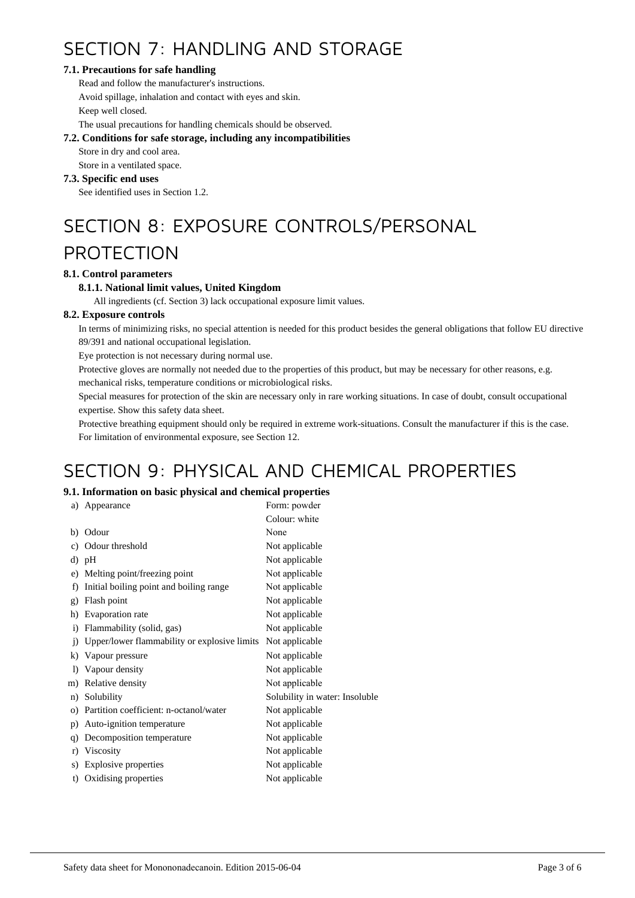# SECTION 7: HANDLING AND STORAGE

### 7.1. Precautions for safe handling

Read and follow the manufacturer's instructions.

Avoid spillage, inhalation and contact with eyes and skin.

Keep well closed.

The usual precautions for handling chemicals should be observed.

### 7.2. Conditions for safe storage, including any incompatibilities

Store in dry and cool area.

Store in a ventilated space.

### 7.3. Specific end uses

See identified uses in Section 1.2.

# SECTION 8: EXPOSURE CONTROLS/PERSONAL PROTECTION

### 8.1. Control parameters

#### 8.1.1. National limit values, United Kingdom

All ingredients (cf. Section 3) lack occupational exposure limit values.

### 8.2. Exposure controls

In terms of minimizing risks, no special attention is needed for this product besides the general obligations that follow EU directive 89/391 and national occupational legislation.

Eye protection is not necessary during normal use.

Protective gloves are normally not needed due to the properties of this product, but may be necessary for other reasons, e.g. mechanical risks, temperature conditions or microbiological risks.

Special measures for protection of the skin are necessary only in rare working situations. In case of doubt, consult occupational expertise. Show this safety data sheet.

Protective breathing equipment should only be required in extreme work-situations. Consult the manufacturer if this is the case.

For limitation of environmental exposure, see Section 12.

# SECTION 9: PHYSICAL AND CHEMICAL PROPERTIES

### 9.1. Information on basic physical and chemical properties

| | | |
|---|---|---|
| a) | Appearance | Form: powder<br>Colour: white |
| b) | Odour | None |
| c) | Odour threshold | Not applicable |
| d) | pH | Not applicable |
| e) | Melting point/freezing point | Not applicable |
| f) | Initial boiling point and boiling range | Not applicable |
| g) | Flash point | Not applicable |
| h) | Evaporation rate | Not applicable |
| i) | Flammability (solid, gas) | Not applicable |
| j) | Upper/lower flammability or explosive limits | Not applicable |
| k) | Vapour pressure | Not applicable |
| l) | Vapour density | Not applicable |
| m) | Relative density | Not applicable |
| n) | Solubility | Solubility in water: Insoluble |
| o) | Partition coefficient: n-octanol/water | Not applicable |
| p) | Auto-ignition temperature | Not applicable |
| q) | Decomposition temperature | Not applicable |
| r) | Viscosity | Not applicable |
| s) | Explosive properties | Not applicable |
| t) | Oxidising properties | Not applicable |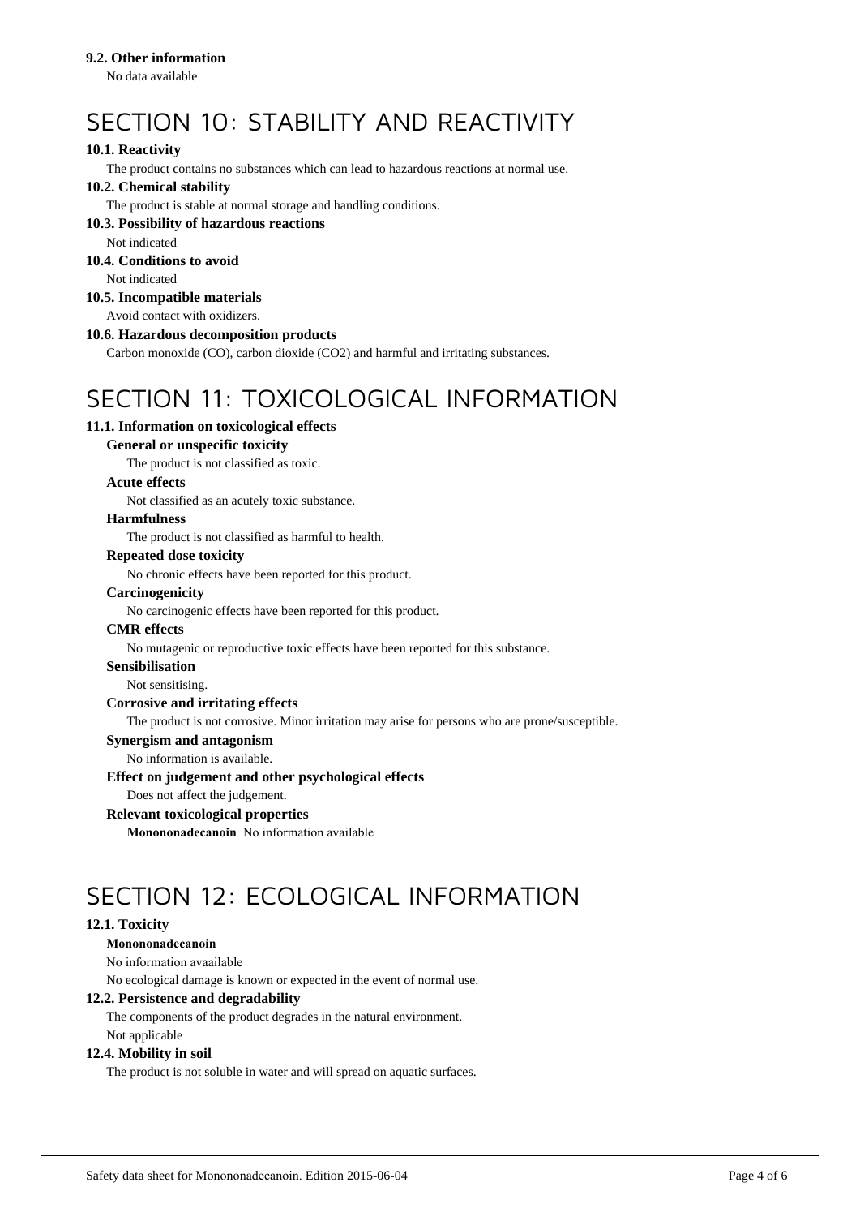### 9.2. Other information

No data available

## SECTION 10: STABILITY AND REACTIVITY

### 10.1. Reactivity

The product contains no substances which can lead to hazardous reactions at normal use.

### 10.2. Chemical stability

The product is stable at normal storage and handling conditions.

### 10.3. Possibility of hazardous reactions

Not indicated

### 10.4. Conditions to avoid

Not indicated

### 10.5. Incompatible materials

Avoid contact with oxidizers.

### 10.6. Hazardous decomposition products

Carbon monoxide (CO), carbon dioxide ($CO_2$) and harmful and irritating substances.

## SECTION 11: TOXICOLOGICAL INFORMATION

### 11.1. Information on toxicological effects

**General or unspecific toxicity**

The product is not classified as toxic.

**Acute effects**

Not classified as an acutely toxic substance.

**Harmfulness**

The product is not classified as harmful to health.

**Repeated dose toxicity**

No chronic effects have been reported for this product.

**Carcinogenicity**

No carcinogenic effects have been reported for this product.

**CMR effects**

No mutagenic or reproductive toxic effects have been reported for this substance.

**Sensibilisation**

Not sensitising.

**Corrosive and irritating effects**

The product is not corrosive. Minor irritation may arise for persons who are prone/susceptible.

**Synergism and antagonism**

No information is available.

**Effect on judgement and other psychological effects**

Does not affect the judgement.

**Relevant toxicological properties**

**Mononononadecanoin** No information available

## SECTION 12: ECOLOGICAL INFORMATION

### 12.1. Toxicity

**Mononononadecanoin**

No information avaailable

No ecological damage is known or expected in the event of normal use.

### 12.2. Persistence and degradability

The components of the product degrades in the natural environment.

Not applicable

### 12.4. Mobility in soil

The product is not soluble in water and will spread on aquatic surfaces.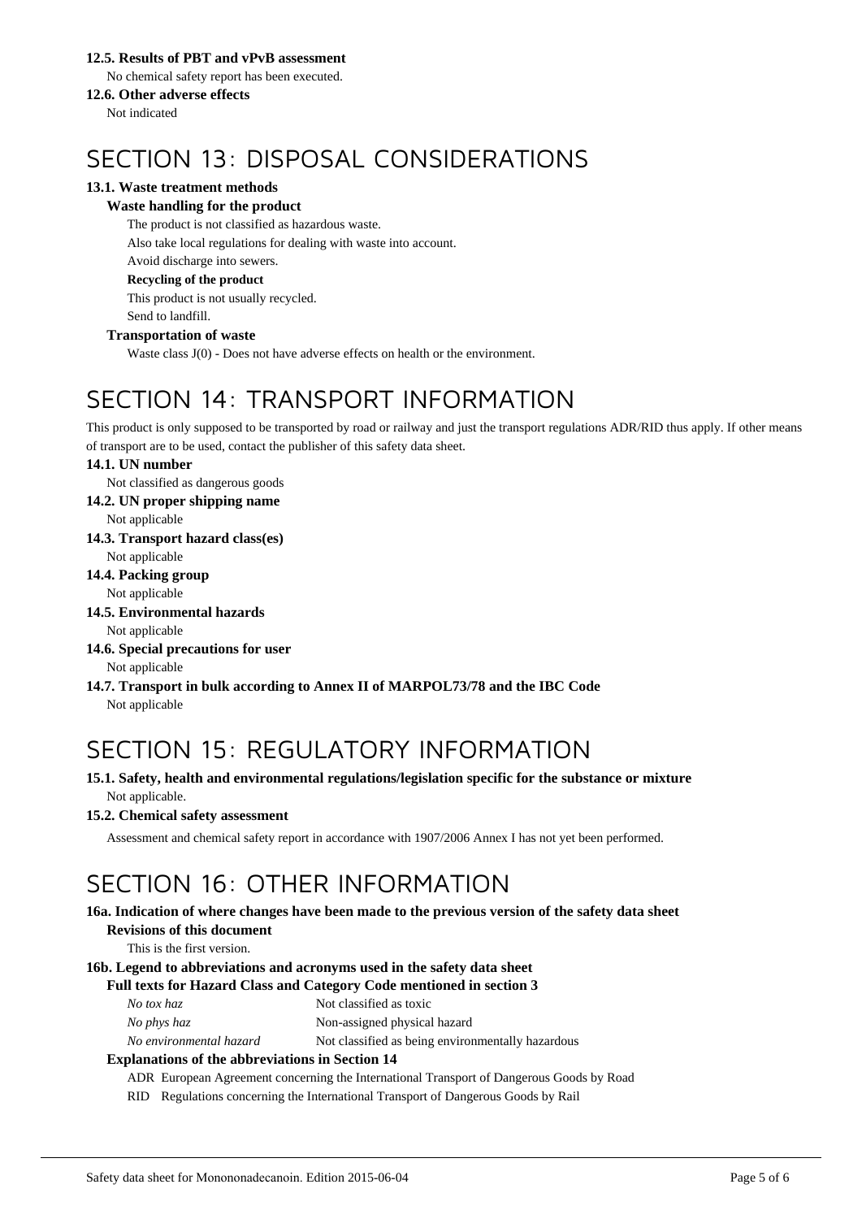### 12.5. Results of PBT and vPvB assessment

No chemical safety report has been executed.

### 12.6. Other adverse effects

Not indicated

# SECTION 13: DISPOSAL CONSIDERATIONS

### 13.1. Waste treatment methods

**Waste handling for the product**

The product is not classified as hazardous waste.

Also take local regulations for dealing with waste into account.

Avoid discharge into sewers.

**Recycling of the product**

This product is not usually recycled.

Send to landfill.

**Transportation of waste**

Waste class J(0) - Does not have adverse effects on health or the environment.

# SECTION 14: TRANSPORT INFORMATION

This product is only supposed to be transported by road or railway and just the transport regulations ADR/RID thus apply. If other means of transport are to be used, contact the publisher of this safety data sheet.

### 14.1. UN number

Not classified as dangerous goods

### 14.2. UN proper shipping name

Not applicable

### 14.3. Transport hazard class(es)

Not applicable

### 14.4. Packing group

Not applicable

### 14.5. Environmental hazards

Not applicable

### 14.6. Special precautions for user

Not applicable

### 14.7. Transport in bulk according to Annex II of MARPOL73/78 and the IBC Code

Not applicable

# SECTION 15: REGULATORY INFORMATION

### 15.1. Safety, health and environmental regulations/legislation specific for the substance or mixture

Not applicable.

### 15.2. Chemical safety assessment

Assessment and chemical safety report in accordance with 1907/2006 Annex I has not yet been performed.

# SECTION 16: OTHER INFORMATION

### 16a. Indication of where changes have been made to the previous version of the safety data sheet

**Revisions of this document**

This is the first version.

### 16b. Legend to abbreviations and acronyms used in the safety data sheet

**Full texts for Hazard Class and Category Code mentioned in section 3**

| | |
|---|---|
| *No tox haz* | Not classified as toxic |
| *No phys haz* | Non-assigned physical hazard |
| *No environmental hazard* | Not classified as being environmentally hazardous |

**Explanations of the abbreviations in Section 14**

| | |
|---|---|
| ADR | European Agreement concerning the International Transport of Dangerous Goods by Road |
| RID | Regulations concerning the International Transport of Dangerous Goods by Rail |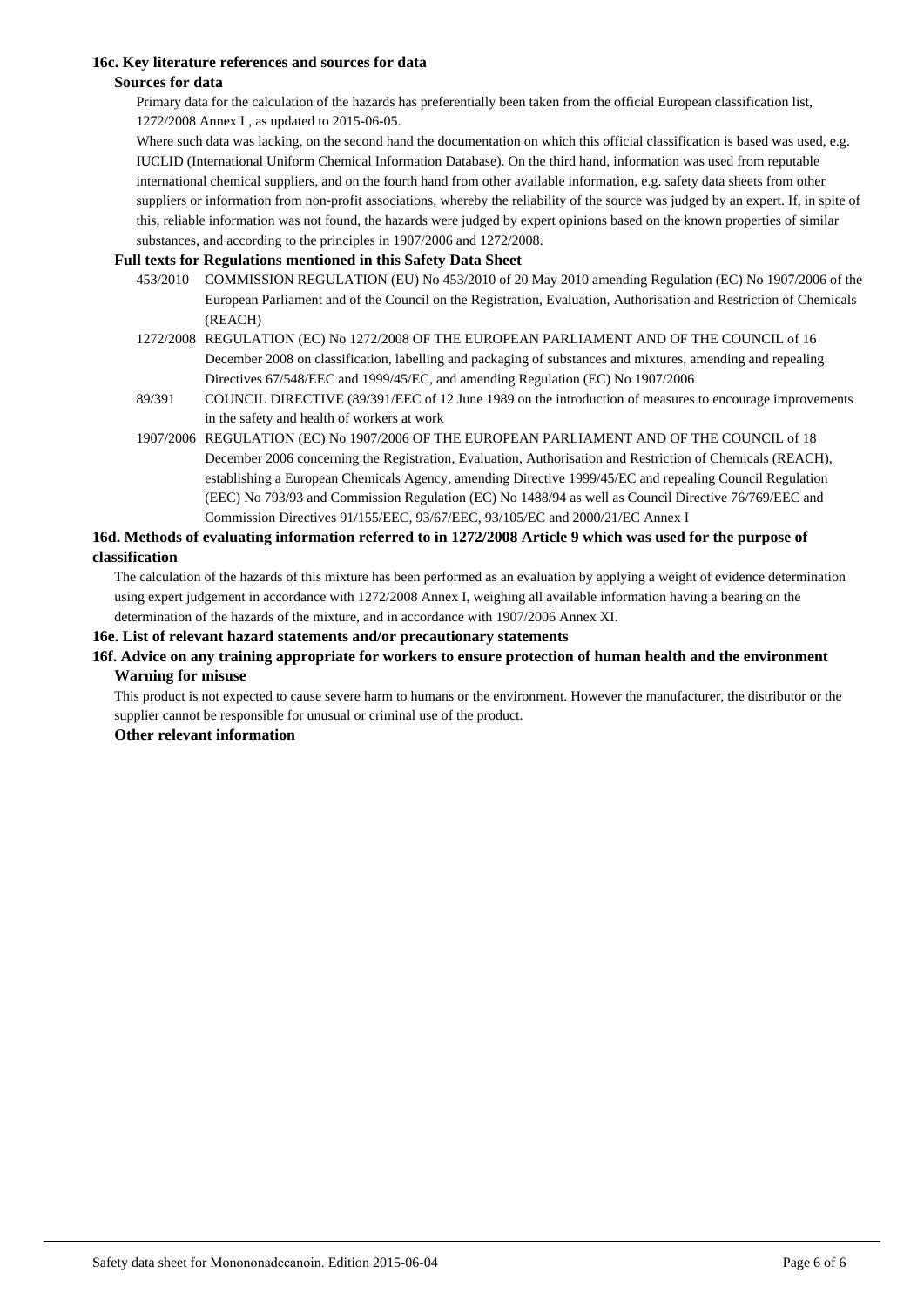### 16c. Key literature references and sources for data

**Sources for data**

Primary data for the calculation of the hazards has preferentially been taken from the official European classification list, 1272/2008 Annex I , as updated to 2015-06-05.

Where such data was lacking, on the second hand the documentation on which this official classification is based was used, e.g. IUCLID (International Uniform Chemical Information Database). On the third hand, information was used from reputable international chemical suppliers, and on the fourth hand from other available information, e.g. safety data sheets from other suppliers or information from non-profit associations, whereby the reliability of the source was judged by an expert. If, in spite of this, reliable information was not found, the hazards were judged by expert opinions based on the known properties of similar substances, and according to the principles in 1907/2006 and 1272/2008.

**Full texts for Regulations mentioned in this Safety Data Sheet**

| | |
|---|---|
| 453/2010 | COMMISSION REGULATION (EU) No 453/2010 of 20 May 2010 amending Regulation (EC) No 1907/2006 of the European Parliament and of the Council on the Registration, Evaluation, Authorisation and Restriction of Chemicals (REACH) |
| 1272/2008 | REGULATION (EC) No 1272/2008 OF THE EUROPEAN PARLIAMENT AND OF THE COUNCIL of 16 December 2008 on classification, labelling and packaging of substances and mixtures, amending and repealing Directives 67/548/EEC and 1999/45/EC, and amending Regulation (EC) No 1907/2006 |
| 89/391 | COUNCIL DIRECTIVE (89/391/EEC of 12 June 1989 on the introduction of measures to encourage improvements in the safety and health of workers at work |
| 1907/2006 | REGULATION (EC) No 1907/2006 OF THE EUROPEAN PARLIAMENT AND OF THE COUNCIL of 18 December 2006 concerning the Registration, Evaluation, Authorisation and Restriction of Chemicals (REACH), establishing a European Chemicals Agency, amending Directive 1999/45/EC and repealing Council Regulation (EEC) No 793/93 and Commission Regulation (EC) No 1488/94 as well as Council Directive 76/769/EEC and Commission Directives 91/155/EEC, 93/67/EEC, 93/105/EC and 2000/21/EC Annex I |

### 16d. Methods of evaluating information referred to in 1272/2008 Article 9 which was used for the purpose of classification

The calculation of the hazards of this mixture has been performed as an evaluation by applying a weight of evidence determination using expert judgement in accordance with 1272/2008 Annex I, weighing all available information having a bearing on the determination of the hazards of the mixture, and in accordance with 1907/2006 Annex XI.

### 16e. List of relevant hazard statements and/or precautionary statements

### 16f. Advice on any training appropriate for workers to ensure protection of human health and the environment

**Warning for misuse**

This product is not expected to cause severe harm to humans or the environment. However the manufacturer, the distributor or the supplier cannot be responsible for unusual or criminal use of the product.

**Other relevant information**